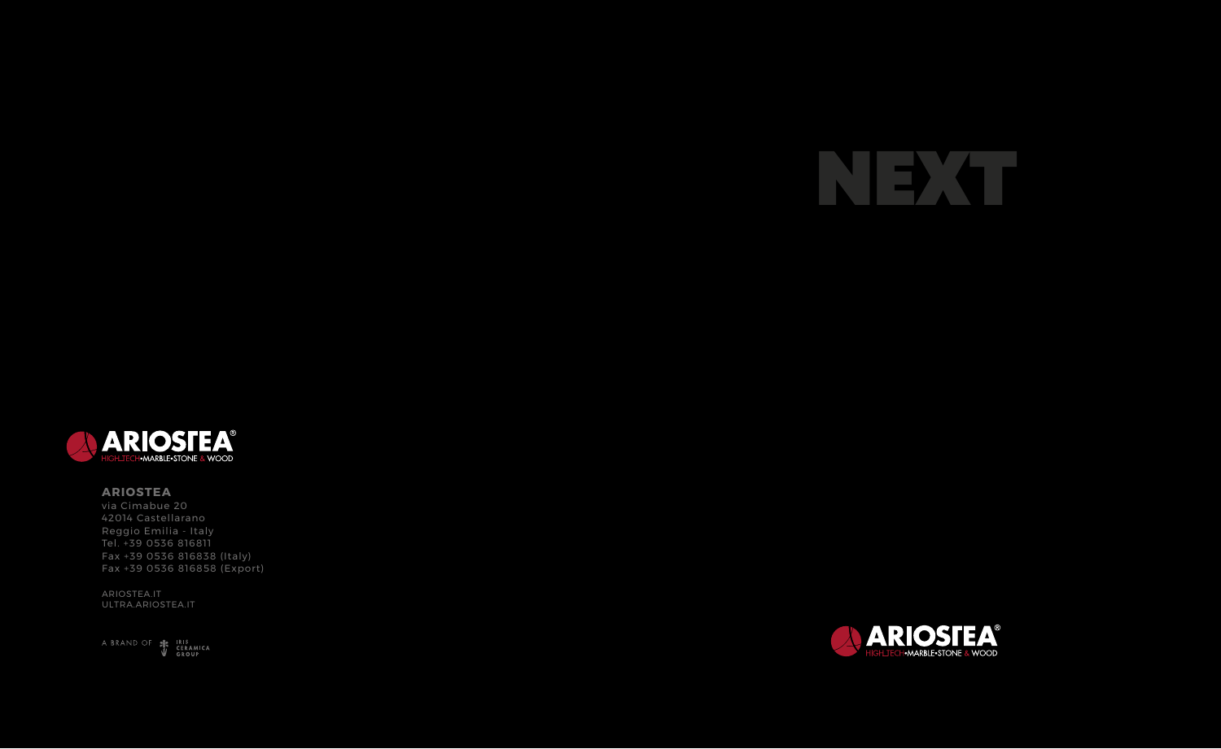# NEXT

ARIOSTEA
HIGH-TECH•MARBLE•STONE & WOOD

**ARIOSTEA**
via Cimabue 20
42014 Castellarano
Reggio Emilia - Italy
Tel. +39 0536 816811
Fax +39 0536 816838 (Italy)
Fax +39 0536 816858 (Export)

ARIOSTEA.IT
ULTRA.ARIOSTEA.IT

A BRAND OF IRIS CERAMICA GROUP

ARIOSTEA
HIGH-TECH•MARBLE•STONE & WOOD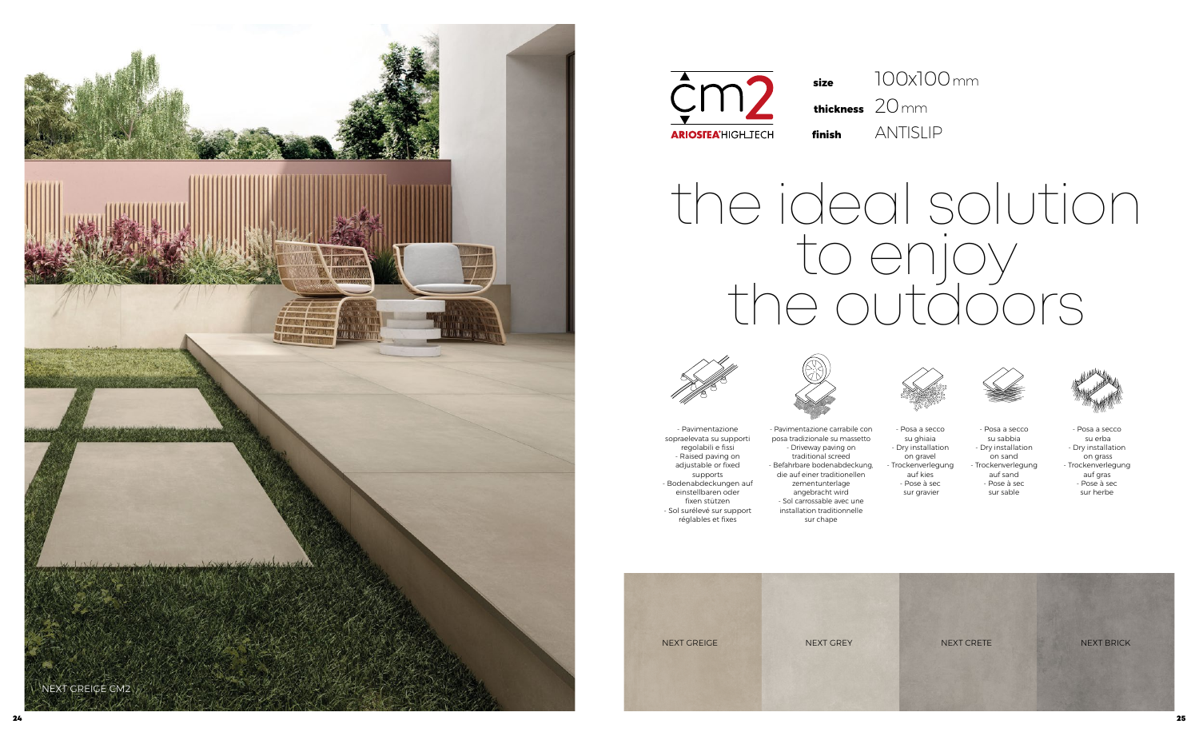NEXT GREIGE CM2

cm2 ARIOSTEA HIGH TECH

**size** 100x100 mm

**thickness** 20 mm

**finish** ANTISLIP

# the ideal solution to enjoy the outdoors

- Pavimentazione sopraelevata su supporti regolabili e fissi
- Raised paving on adjustable or fixed supports
- Bodenabdeckungen auf einstellbaren oder fixen stutzen
- Sol surélevé sur support réglables et fixes

- Pavimentazione carrabile con posa tradizionale su massetto
- Driveway paving on traditional screed
- Befahrbare bodenabdeckung, die auf einer traditionellen zementunterlage angebracht wird
- Sol carrossable avec une installation traditionnelle sur chape

- Posa a secco su ghiaia
- Dry installation on gravel
- Trockenverlegung auf kies
- Pose à sec sur gravier

- Posa a secco su sabbia
- Dry installation on sand
- Trockenverlegung auf sand
- Pose à sec sur sable

- Posa a secco su erba
- Dry installation on grass
- Trockenverlegung auf gras
- Pose à sec sur herbe

NEXT GREIGE

NEXT GREY

NEXT CRETE

NEXT BRICK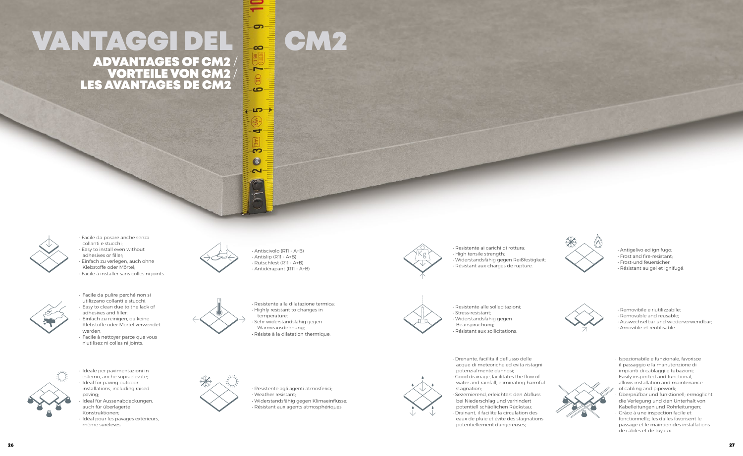# VANTAGGI DEL CM2

## ADVANTAGES OF CM2 / VORTEILE VON CM2 / LES AVANTAGES DE CM2

- Facile da posare anche senza collanti e stucchi;
- Easy to install even without adhesives or filler;
- Einfach zu verlegen, auch ohne Klebstoffe oder Mörtel;
- Facile à installer sans colles ni joints.

- Facile da pulire perché non si utilizzano collanti e stucchi;
- Easy to clean due to the lack of adhesives and filler;
- Einfach zu reinigen, da keine Klebstoffe oder Mörtel verwendet werden;
- Facile à nettoyer parce que vous n'utilisez ni colles ni joints.

- Ideale per pavimentazioni in esterno, anche sopraelevate;
- Ideal for paving outdoor installations, including raised paving;
- Ideal für Aussenabdeckungen, auch für überlagerte Konstruktionen;
- Idéal pour les pavages extérieurs, même surélevés.

- Antiscivolo (R11 - A+B)
- Antislip (R11 - A+B)
- Rutschfest (R11 - A+B)
- Antidérapant (R11 - A+B)

- Resistente alla dilatazione termica;
- Highly resistant to changes in temperature;
- Sehr widerstandsfähig gegen Wärmeausdehnung;
- Résiste à la dilatation thermique.

- Resistente agli agenti atmosferici;
- Weather resistant;
- Widerstandsfähig gegen Klimaeinflüsse;
- Résistant aux agents atmosphériques.

- Resistente ai carichi di rottura;
- High tensile strength;
- Widerstandsfähig gegen Reißfestigkeit;
- Résistant aux charges de rupture.

- Resistente alle sollecitazioni;
- Stress-resistant;
- Widerstandsfähig gegen Beanspruchung;
- Résistant aux sollicitations.

- Drenante, facilita il deflusso delle acque di meteoriche ed evita ristagni potenzialmente dannosi;
- Good drainage, facilitates the flow of water and rainfall, eliminating harmful stagnation;
- Sezernierend, erleichtert den Abfluss bei Niederschlag und verhindert potentiell schädlichen Rückstau;
- Drainant, il facilite la circulation des eaux de pluie et évite des stagnations potentiellement dangereuses;

- Antigelivo ed ignifugo;
- Frost and fire-resistant;
- Frost-und feuersicher;
- Résistant au gel et ignifugé.

- Removibile e riutilizzabile;
- Removable and reusable;
- Auswechselbar und wiederverwendbar;
- Amovible et réutilisable.

- Ispezionabile e funzionale, favorisce il passaggio e la manutenzione di impianti di cablaggi e tubazioni;
- Easily inspected and functional, allows installation and maintenance of cabling and pipework;
- Überprüfbar und funktionell, ermöglicht die Verlegung und den Unterhalt von Kabelleitungen und Rohrleitungen;
- Grâce à une inspection facile et fonctionnelle, les dalles favorisent le passage et le maintien des installations de câbles et de tuyaux.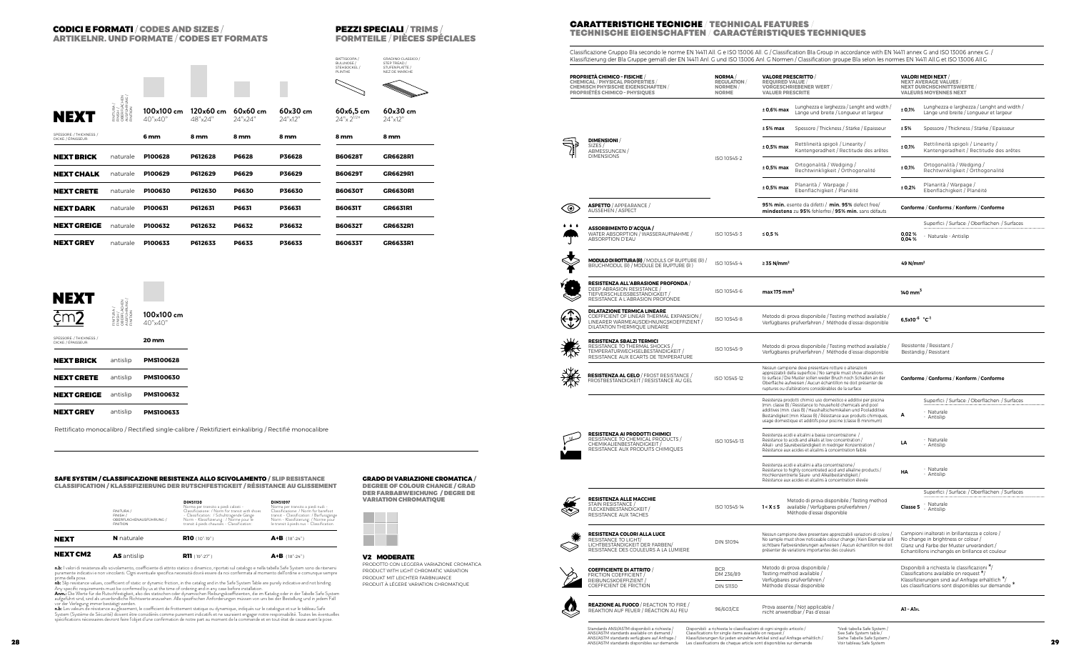## CODICI E FORMATI / CODES AND SIZES / ARTIKELNR. UND FORMATE / CODES ET FORMATS

| NEXT | FINITURA / FINISH / OBERFLÄCHEN-AUSFÜHRUNG / FINITION | 100x100 cm 40"x40" | 120x60 cm 48"x24" | 60x60 cm 24"x24" | 60x30 cm 24"x12" |
|---|---|---|---|---|---|
| SPESSORE / THICKNESS / DICKE / ÉPAISSEUR | | 6 mm | 8 mm | 8 mm | 8 mm |
| NEXT BRICK | naturale | P100628 | P612628 | P6628 | P36628 |
| NEXT CHALK | naturale | P100629 | P612629 | P6629 | P36629 |
| NEXT CRETE | naturale | P100630 | P612630 | P6630 | P36630 |
| NEXT DARK | naturale | P100631 | P612631 | P6631 | P36631 |
| NEXT GREIGE | naturale | P100632 | P612632 | P6632 | P36632 |
| NEXT GREY | naturale | P100633 | P612633 | P6633 | P36633 |

## PEZZI SPECIALI / TRIMS / FORMTEILE / PIÈCES SPÉCIALES

| BATTISCOPA / BULLNOSE / STEHSOCKEL / PLINTHE 60x6,5 cm 24"x 2 1/2" | GRADINO CLASSICO / STEP TREAD / STUFENPLATTE / NEZ DE MARCHE 60x30 cm 24"x12" |
|---|---|
| 8 mm | 8 mm |
| B60628T | GR6628R1 |
| B60629T | GR6629R1 |
| B60630T | GR6630R1 |
| B60631T | GR6631R1 |
| B60632T | GR6632R1 |
| B60633T | GR6633R1 |

| NEXT cm2 | FINITURA / FINISH / OBERFLÄCHEN-AUSFÜHRUNG / FINITION | 100x100 cm 40"x40" |
|---|---|---|
| SPESSORE / THICKNESS / DICKE / ÉPAISSEUR | | 20 mm |
| NEXT BRICK | antislip | PMS100628 |
| NEXT CRETE | antislip | PMS100630 |
| NEXT GREIGE | antislip | PMS100632 |
| NEXT GREY | antislip | PMS100633 |

Rettificato monocalibro / Rectified single-calibre / Rektifiziert einkalibrig / Rectifié monocalibre

## SAFE SYSTEM / CLASSIFICAZIONE RESISTENZA ALLO SCIVOLAMENTO / SLIP RESISTANCE CLASSIFICATION / KLASSIFIZIERUNG DER RUTSCHFESTIGKEIT / RÉSISTANCE AU GLISSEMENT

| | FINITURA / FINISH / OBERFLÄCHENAUSFÜHRUNG / FINITION | DIN51130 Norma per transito a piedi calzati - Classificazione / Norm for transit with shoes - Classification / Schuhbegangene Gänge Norm - Klassifizierung / Norme pour le transit à pieds chaussés - Classification | DIN51097 Norma per transito a piedi nudi - Classificazione / Norm for barefoot transit - Classification / Barfußgänge Norm - Klassifizierung / Norme pour le transit à pieds nus - Classification |
|---|---|---|---|
| NEXT | N naturale | R10 (10°-19°) | A+B (18°-24°) |
| NEXT CM2 | AS antislip | R11 (19°-27°) | A+B (18°-24°) |

**n.b.:** I valori di resistenza allo scivolamento, coefficiente di attrito statico o dinamico, riportati sul catalogo e nella tabella Safe System sono da ritenersi puramente indicativi e non vincolanti. Ogni eventuale specifica necessità dovrà essere da noi confermata al momento dell'ordine e comunque sempre prima della posa.
**nb:** Slip resistance values, coefficient of static or dynamic friction, in the catalog and in the Safe System Table are purely indicative and not binding. Any specific requirements must be confirmed by us at the time of ordering and in any case before installation.
**Anm.:** Die Werte für die Rutschfestigkeit, also des statischen oder dynamischen Reibungskoeffizienten, die im Katalog oder in der Tabelle Safe System aufgeführt sind, sind als unverbindliche Richtwerte anzusehen. Alle spezifischen Anforderungen müssen von uns bei der Bestellung und in jedem Fall vor der Verlegung immer bestätigt werden.
**n.b.:** Les valeurs de résistance au glissement, le coefficient de frottement statique ou dynamique, indiqués sur le catalogue et sur le tableau Safe System (Système de Sécurité) doivent être considérés comme purement indicatifs et ne sauraient engager notre responsabilité. Toutes les éventuelles spécifications nécessaires devront faire l'objet d'une confirmation de notre part au moment de la commande et en tout état de cause avant la pose.

## GRADO DI VARIAZIONE CROMATICA / DEGREE OF COLOUR CHANGE / GRAD DER FARBABWEICHUNG / DEGRE DE VARIATION CHROMATIQUE

**V2 MODERATE**
PRODOTTO CON LEGGERA VARIAZIONE CROMATICA
PRODUCT WITH LIGHT CHROMATIC VARIATION
PRODUKT MIT LEICHTER FARBNUANCE
PRODUIT À LÉGERE VARIATION CHROMATIQUE

## CARATTERISTICHE TECNICHE / TECHNICAL FEATURES / TECHNISCHE EIGENSCHAFTEN / CARACTÉRISTIQUES TECHNIQUES

Classificazione Gruppo BIa secondo le norme EN 14411 All. G e ISO 13006 All. G / Classification BIa Group in accordance with EN 14411 annex G and ISO 13006 annex G / Klassifizierung der BIa Gruppe gemäß der EN 14411 Anl. G und ISO 13006 Anl. G Normen / Classification groupe BIa selon les normes EN 14411 All.G et ISO 13006 All.G

| PROPRIETÀ CHIMICO - FISICHE / CHEMICAL / PHYSICAL PROPERTIES / CHEMISCH PHYSISCHE EIGENSCHAFTEN / PROPRIÉTÉS CHIMICO - PHYSIQUES | NORMA / REGULATION / NORMEN / NORME | VALORE PRESCRITTO / REQUIRED VALUE / VORGESCHRIEBENER WERT / VALEUR PRESCRITE | VALORI MEDI NEXT / NEXT AVERAGE VALUES / NEXT DURCHSCHNITTSWERTE / VALEURS MOYENNES NEXT |
|---|---|---|---|
| **DIMENSIONI** / SIZES / ABMESSUNGEN / DIMENSIONS | ISO 10545-2 | ± 0,6% max Lunghezza e larghezza / Lenght and width / Länge und breite / Longueur et largeur | ± 0,1% Lunghezza e larghezza / Lenght and width / Länge und breite / Longueur et largeur |
| | | ± 5% max Spessore / Thickness / Stärke / Epaisseur | ± 5% Spessore / Thickness / Stärke / Epaisseur |
| | | ± 0,5% max Rettilineità spigoli / Linearity / Kantengeradheit / Rectitude des arêtes | ± 0,1% Rettilineità spigoli / Linearity / Kantengeradheit / Rectitude des arêtes |
| | | ± 0,5% max Ortogonalità / Wedging / Rechtwinkligkeit / Orthogonalité | ± 0,1% Ortogonalità / Wedging / Rechtwinkligkeit / Orthogonalité |
| | | ± 0,5% max Planarità / Warpage / Ebenflächigkeit / Planéité | ± 0,2% Planarità / Warpage / Ebenflächigkeit / Planéité |
| **ASPETTO** / APPEARANCE / AUSSEHEN / ASPECT | | 95% min. esente da difetti / min. 95% defect free/ mindestens zu 95% fehlerfrei / 95% min. sans défauts | Conforme / Conforms / Konform / Conforme |
| **ASSORBIMENTO D'ACQUA /** WATER ABSORPTION / WASSERAUFNAHME / ABSORPTION D'EAU | ISO 10545-3 | ≤ 0,5 % | Superfici / Surface / Oberflächen / Surfaces: 0,02 % - Naturale; 0,04 % - Antislip |
| **MODULO DI ROTTURA (R)** / MODULS OF RUPTURE (R) / BRUCHMODUL (R) / MODULE DE RUPTURE (R) | ISO 10545-4 | ≥ 35 N/mm² | 49 N/mm² |
| **RESISTENZA ALL'ABRASIONE PROFONDA** / DEEP ABRASION RESISTANCE / TIEFVERSCHLEISSBESTÄNDIGKEIT / RESISTANCE A L'ABRASION PROFONDE | ISO 10545-6 | max 175 mm³ | 140 mm³ |
| **DILATAZIONE TERMICA LINEARE** COEFFICIENT OF LINEAR THERMAL EXPANSION / LINEARER WÄRMEAUSDEHNUNGSKOEFFIZIENT / DILATATION THERMIQUE LINEAIRE | ISO 10545-8 | Metodo di prova disponibile / Testing method available / Verfügbares prüfverfahren / Méthode d'essai disponible | $6{,}5x10^{-6}$ °C⁻¹ |
| **RESISTENZA SBALZI TERMICI** RESISTANCE TO THERMAL SHOCKS / TEMPERATURWECHSELBESTÄNDIGKEIT / RESISTANCE AUX ECARTS DE TEMPERATURE | ISO 10545-9 | Metodo di prova disponibile / Testing method available / Verfügbares prüfverfahren / Méthode d'essai disponible | Resistente / Resistant / Beständig / Resistant |
| **RESISTENZA AL GELO** / FROST RESISTANCE / FROSTBESTÄNDIGKEIT / RESISTANCE AU GEL | ISO 10545-12 | Nessun campione deve presentare rotture o alterazioni apprezzabili della superficie / No sample must show alterations to surface / Die Muster sollen weder Bruch noch Schäden an der Oberfläche aufweisen / Aucun échantillon ne doit présenter de ruptures ou d'altérations considérables de la surface | Conforme / Conforms / Konform / Conforme |
| **RESISTENZA AI PRODOTTI CHIMICI** RESISTANCE TO CHEMICAL PRODUCTS / CHEMIKALIENBESTÄNDIGKEIT / RESISTANCE AUX PRODUITS CHIMIQUES | ISO 10545-13 | Resistenza prodotti chimici uso domestico e additivi per piscina (min. classe B) / Resistance to household chemicals and pool additives (min. class B) / Haushaltschemikalien und Pooladditive Beständigkeit (min. Klasse B) / Résistance aux produits chimiques usage domestique et additifs pour piscine (classe B minimum) | Superfici / Surface / Oberflächen / Surfaces: A - Naturale - Antislip |
| | | Resistenza acidi e alcalini a bassa concentrazione / Resistance to acids and alkalis at low concentration / Alkali- und Säurebeständigkeit in niedriger Konzentration / Résistance aux acides et alcalins à concentration faible | LA - Naturale - Antislip |
| | | Resistenza acidi e alcalini ad alta concentrazione / Resistance to highly concentrated acid and alkaline products / Hochkonzentrierte Säure- und Alkalibeständigkeit / Résistance aux acides et alcalins à concentration élevée | HA - Naturale - Antislip |
| **RESISTENZA ALLE MACCHIE** STAIN RESISTANCE / FLECKENBESTÄNDIGKEIT / RESISTANCE AUX TACHES | ISO 10545-14 | 1 < X ≤ 5 Metodo di prova disponibile / Testing method available / Verfügbares prüfverfahren / Méthode d'essai disponible | Superfici / Surface / Oberflächen / Surfaces: Classe 5 - Naturale - Antislip |
| **RESISTENZA COLORI ALLA LUCE** RESISTANCE TO LIGHT/ LICHTBESTÄNDIGKEIT DER FARBEN/ RESISTANCE DES COULEURS A LA LUMIERE | DIN 51094 | Nessun campione deve presentare apprezzabili variazioni di colore / No sample must show noticeable colour change / Kein Exemplar soll sichtbare Farbveränderungen aufweisen / Aucun échantillon ne doit présenter de variations importantes des couleurs | Campioni inalterati in brillantezza e colore / No change in brightness or colour / Glanz und Farbe der Muster unverändert / Echantillons inchangés en brillance et couleur |
| **COEFFICIENTE DI ATTRITO** / FRICTION COEFFICIENT / REIBUNGSKOEFFIZIENT / COEFFICIENT DE FRICTION | BCR DM 236/89 / DIN 51130 | Metodo di prova disponibile / Testing method available / Verfügbares prüfverfahren / Méthode d'essai disponible | Disponibili a richiesta le classificazioni \*/ Classifications available on request \*/ Klassifizierungen sind auf Anfrage erhältlich \*/ Les classifications sont disponibles sur demande \* |
| **REAZIONE AL FUOCO** / REACTION TO FIRE / REAKTION AUF FEUER / REACTION AU FEU | 96/603/CE | Prova assente / Not applicable / nicht anwendbar / Pas d'essai | A1 - A1fl |

Standards ANSI/ASTM disponibili a richiesta / ANSI/ASTM standards available on demand / ANSI/ASTM standards verfügbare auf Anfrage / ANSI/ASTM standards disponibles sur demande

Disponibili a richiesta le classificazioni di ogni singolo articolo / Classifications for single items available on request / Klassifizierungen für jeden einzelnen Artikel sind auf Anfrage erhältlich / Les classifications de chaque article sont disponibles sur demande

\*Vedi tabella Safe System / See Safe System table / Siehe Tabelle Safe System / Voir tableau Safe System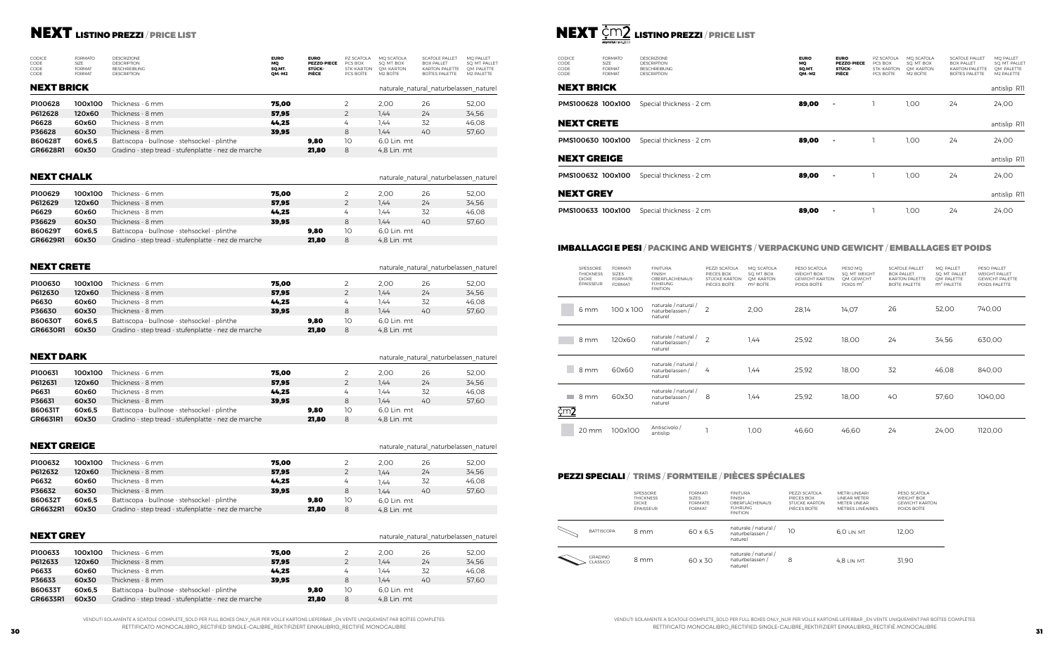# NEXT LISTINO PREZZI / PRICE LIST

| CODICE CODE CODE CODE | FORMATO SIZE FORMAT FORMAT | DESCRIZIONE DESCRIPTION BESCHREIBUNG DESCRIPTION | EURO MQ SQ.MT. QM.-M2 | EURO PEZZO-PIECE STÜCK-PIÈCE | PZ SCATOLA PCS BOX STK-KARTON PCS BOÎTE | MQ SCATOLA SQ.MT. BOX QM. KARTON M2 BOÎTE | SCATOLE PALLET BOX PALLET KARTON PALETTE BOÎTES PALETTE | MQ PALLET SQ.MT. PALLET QM. PALETTE M2 PALETTE |
|---|---|---|---|---|---|---|---|---|

## NEXT BRICK

naturale_natural_naturbelassen_naturel

| | | | | | | | | |
|---|---|---|---|---|---|---|---|---|
| **P100628** | **100x100** | Thickness - 6 mm | **75,00** | | 2 | 2,00 | 26 | 52,00 |
| **P612628** | **120x60** | Thickness - 8 mm | **57,95** | | 2 | 1,44 | 24 | 34,56 |
| **P6628** | **60x60** | Thickness - 8 mm | **44,25** | | 4 | 1,44 | 32 | 46,08 |
| **P36628** | **60x30** | Thickness - 8 mm | **39,95** | | 8 | 1,44 | 40 | 57,60 |
| **B60628T** | **60x6,5** | Battiscopa - bullnose - stehsockel - plinthe | | **9,80** | 10 | 6,0 Lin. mt | | |
| **GR6628R1** | **60x30** | Gradino - step tread - stufenplatte - nez de marche | | **21,80** | 8 | 4,8 Lin. mt | | |

## NEXT CHALK

naturale_natural_naturbelassen_naturel

| | | | | | | | | |
|---|---|---|---|---|---|---|---|---|
| **P100629** | **100x100** | Thickness - 6 mm | **75,00** | | 2 | 2,00 | 26 | 52,00 |
| **P612629** | **120x60** | Thickness - 8 mm | **57,95** | | 2 | 1,44 | 24 | 34,56 |
| **P6629** | **60x60** | Thickness - 8 mm | **44,25** | | 4 | 1,44 | 32 | 46,08 |
| **P36629** | **60x30** | Thickness - 8 mm | **39,95** | | 8 | 1,44 | 40 | 57,60 |
| **B60629T** | **60x6,5** | Battiscopa - bullnose - stehsockel - plinthe | | **9,80** | 10 | 6,0 Lin. mt | | |
| **GR6629R1** | **60x30** | Gradino - step tread - stufenplatte - nez de marche | | **21,80** | 8 | 4,8 Lin. mt | | |

## NEXT CRETE

naturale_natural_naturbelassen_naturel

| | | | | | | | | |
|---|---|---|---|---|---|---|---|---|
| **P100630** | **100x100** | Thickness - 6 mm | **75,00** | | 2 | 2,00 | 26 | 52,00 |
| **P612630** | **120x60** | Thickness - 8 mm | **57,95** | | 2 | 1,44 | 24 | 34,56 |
| **P6630** | **60x60** | Thickness - 8 mm | **44,25** | | 4 | 1,44 | 32 | 46,08 |
| **P36630** | **60x30** | Thickness - 8 mm | **39,95** | | 8 | 1,44 | 40 | 57,60 |
| **B60630T** | **60x6,5** | Battiscopa - bullnose - stehsockel - plinthe | | **9,80** | 10 | 6,0 Lin. mt | | |
| **GR6630R1** | **60x30** | Gradino - step tread - stufenplatte - nez de marche | | **21,80** | 8 | 4,8 Lin. mt | | |

## NEXT DARK

naturale_natural_naturbelassen_naturel

| | | | | | | | | |
|---|---|---|---|---|---|---|---|---|
| **P100631** | **100x100** | Thickness - 6 mm | **75,00** | | 2 | 2,00 | 26 | 52,00 |
| **P612631** | **120x60** | Thickness - 8 mm | **57,95** | | 2 | 1,44 | 24 | 34,56 |
| **P6631** | **60x60** | Thickness - 8 mm | **44,25** | | 4 | 1,44 | 32 | 46,08 |
| **P36631** | **60x30** | Thickness - 8 mm | **39,95** | | 8 | 1,44 | 40 | 57,60 |
| **B60631T** | **60x6,5** | Battiscopa - bullnose - stehsockel - plinthe | | **9,80** | 10 | 6,0 Lin. mt | | |
| **GR6631R1** | **60x30** | Gradino - step tread - stufenplatte - nez de marche | | **21,80** | 8 | 4,8 Lin. mt | | |

## NEXT GREIGE

naturale_natural_naturbelassen_naturel

| | | | | | | | | |
|---|---|---|---|---|---|---|---|---|
| **P100632** | **100x100** | Thickness - 6 mm | **75,00** | | 2 | 2,00 | 26 | 52,00 |
| **P612632** | **120x60** | Thickness - 8 mm | **57,95** | | 2 | 1,44 | 24 | 34,56 |
| **P6632** | **60x60** | Thickness - 8 mm | **44,25** | | 4 | 1,44 | 32 | 46,08 |
| **P36632** | **60x30** | Thickness - 8 mm | **39,95** | | 8 | 1,44 | 40 | 57,60 |
| **B60632T** | **60x6,5** | Battiscopa - bullnose - stehsockel - plinthe | | **9,80** | 10 | 6,0 Lin. mt | | |
| **GR6632R1** | **60x30** | Gradino - step tread - stufenplatte - nez de marche | | **21,80** | 8 | 4,8 Lin. mt | | |

## NEXT GREY

naturale_natural_naturbelassen_naturel

| | | | | | | | | |
|---|---|---|---|---|---|---|---|---|
| **P100633** | **100x100** | Thickness - 6 mm | **75,00** | | 2 | 2,00 | 26 | 52,00 |
| **P612633** | **120x60** | Thickness - 8 mm | **57,95** | | 2 | 1,44 | 24 | 34,56 |
| **P6633** | **60x60** | Thickness - 8 mm | **44,25** | | 4 | 1,44 | 32 | 46,08 |
| **P36633** | **60x30** | Thickness - 8 mm | **39,95** | | 8 | 1,44 | 40 | 57,60 |
| **B60633T** | **60x6,5** | Battiscopa - bullnose - stehsockel - plinthe | | **9,80** | 10 | 6,0 Lin. mt | | |
| **GR6633R1** | **60x30** | Gradino - step tread - stufenplatte - nez de marche | | **21,80** | 8 | 4,8 Lin. mt | | |

VENDUTI SOLAMENTE A SCATOLE COMPLETE_SOLD PER FULL BOXES ONLY_NUR PER VOLLE KARTONS LIEFERBAR _EN VENTE UNIQUEMENT PAR BOÎTES COMPLÈTES
RETTIFICATO MONOCALIBRO_RECTIFIED SINGLE-CALIBRE_REKTIFIZIERT EINKALIBRIG_RECTIFIÉ MONOCALIBRE

# NEXT cm2 LISTINO PREZZI / PRICE LIST

| CODICE CODE CODE CODE | FORMATO SIZE FORMAT FORMAT | DESCRIZIONE DESCRIPTION BESCHREIBUNG DESCRIPTION | EURO MQ SQ.MT. QM.-M2 | EURO PEZZO-PIECE STÜCK-PIÈCE | PZ SCATOLA PCS BOX STK-KARTON PCS BOÎTE | MQ SCATOLA SQ.MT. BOX QM. KARTON M2 BOÎTE | SCATOLE PALLET BOX PALLET KARTON PALETTE BOÎTES PALETTE | MQ PALLET SQ.MT. PALLET QM. PALETTE M2 PALETTE |
|---|---|---|---|---|---|---|---|---|
| **NEXT BRICK** | | | | | | | | antislip R11 |
| **PMS100628** | **100x100** | Special thickness - 2 cm | **89,00** | - | 1 | 1,00 | 24 | 24,00 |
| **NEXT CRETE** | | | | | | | | antislip R11 |
| **PMS100630** | **100x100** | Special thickness - 2 cm | **89,00** | - | 1 | 1,00 | 24 | 24,00 |
| **NEXT GREIGE** | | | | | | | | antislip R11 |
| **PMS100632** | **100x100** | Special thickness - 2 cm | **89,00** | - | 1 | 1,00 | 24 | 24,00 |
| **NEXT GREY** | | | | | | | | antislip R11 |
| **PMS100633** | **100x100** | Special thickness - 2 cm | **89,00** | - | 1 | 1,00 | 24 | 24,00 |

## IMBALLAGGI E PESI / PACKING AND WEIGHTS / VERPACKUNG UND GEWICHT / EMBALLAGES ET POIDS

| SPESSORE THICKNESS DICKE ÉPAISSEUR | FORMATI SIZES FORMATE FORMAT | FINITURA FINISH OBERFLÄCHENAUS-FÜHRUNG FINITION | PEZZI SCATOLA PIECES BOX STÜCKE KARTON PIÈCES BOÎTE | MQ SCATOLA SQ. MT. BOX QM. KARTON m² BOÎTE | PESO SCATOLA WEIGHT BOX GEWICHT KARTON POIDS BOÎTE | PESO MQ SQ. MT. WEIGHT QM. GEWICHT POIDS m² | SCATOLE PALLET BOX PALLET KARTON PALETTE BOÎTE PALETTE | MQ PALLET SQ. MT. PALLET QM. PALETTE m² PALETTE | PESO PALLET WEIGHT PALLET GEWICHT PALETTE POIDS PALETTE |
|---|---|---|---|---|---|---|---|---|---|
| 6 mm | 100 x 100 | naturale / natural / naturbelassen / naturel | 2 | 2,00 | 28,14 | 14,07 | 26 | 52,00 | 740,00 |
| 8 mm | 120x60 | naturale / natural / naturbelassen / naturel | 2 | 1,44 | 25,92 | 18,00 | 24 | 34,56 | 630,00 |
| 8 mm | 60x60 | naturale / natural / naturbelassen / naturel | 4 | 1,44 | 25,92 | 18,00 | 32 | 46,08 | 840,00 |
| 8 mm | 60x30 | naturale / natural / naturbelassen / naturel | 8 | 1,44 | 25,92 | 18,00 | 40 | 57,60 | 1040,00 |
| **cm2** | | | | | | | | | |
| 20 mm | 100x100 | Antiscivolo / antislip | 1 | 1,00 | 46,60 | 46,60 | 24 | 24,00 | 1120,00 |

## PEZZI SPECIALI / TRIMS / FORMTEILE / PIÈCES SPÉCIALES

| | SPESSORE THICKNESS DICKE ÉPAISSEUR | FORMATI SIZES FORMATE FORMAT | FINITURA FINISH OBERFLÄCHENAUS-FÜHRUNG FINITION | PEZZI SCATOLA PIECES BOX STÜCKE KARTON PIÈCES BOÎTE | METRI LINEARI LINEAR METER METER LINEAR MÈTRES LINÉAIRES | PESO SCATOLA WEIGHT BOX GEWICHT KARTON POIDS BOÎTE |
|---|---|---|---|---|---|---|
| BATTISCOPA | 8 mm | 60 x 6,5 | naturale / natural / naturbelassen / naturel | 10 | 6,0 LIN. MT | 12,00 |
| GRADINO CLASSICO | 8 mm | 60 x 30 | naturale / natural / naturbelassen / naturel | 8 | 4,8 LIN. MT. | 31,90 |

VENDUTI SOLAMENTE A SCATOLE COMPLETE_SOLD PER FULL BOXES ONLY_NUR PER VOLLE KARTONS LIEFERBAR _EN VENTE UNIQUEMENT PAR BOÎTES COMPLÈTES
RETTIFICATO MONOCALIBRO_RECTIFIED SINGLE-CALIBRE_REKTIFIZIERT EINKALIBRIG_RECTIFIÉ MONOCALIBRE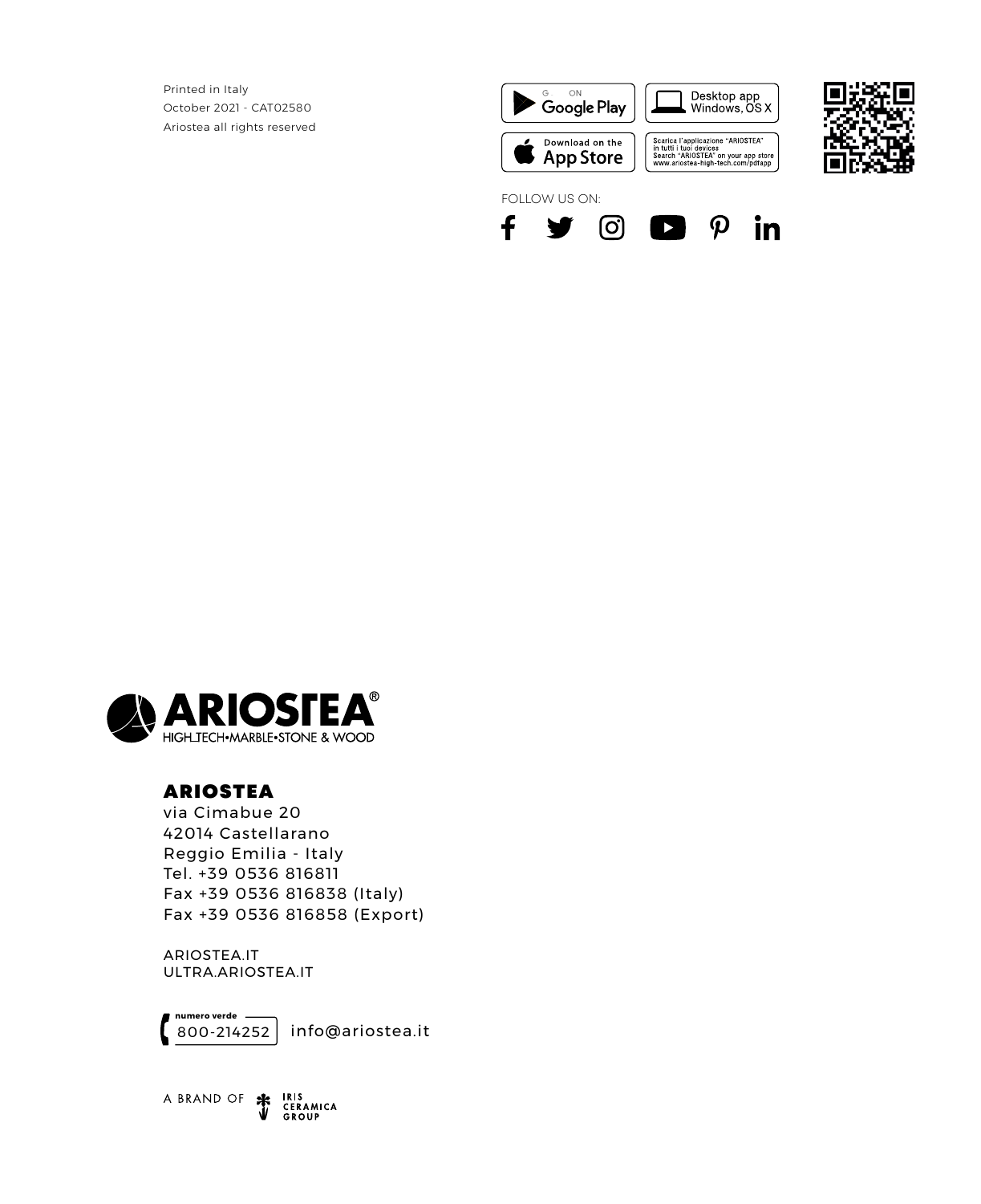Printed in Italy
October 2021 - CAT02580
Ariostea all rights reserved

GET IT ON Google Play

Desktop app Windows, OS X

Download on the App Store

Scarica l'applicazione "ARIOSTEA" in tutti i tuoi devices
Search "ARIOSTEA" on your app store
www.ariostea-high-tech.com/pdfapp

FOLLOW US ON:

ARIOSTEA®
HIGH_TECH•MARBLE•STONE & WOOD

**ARIOSTEA**
via Cimabue 20
42014 Castellarano
Reggio Emilia - Italy
Tel. +39 0536 816811
Fax +39 0536 816838 (Italy)
Fax +39 0536 816858 (Export)

ARIOSTEA.IT
ULTRA.ARIOSTEA.IT

numero verde 800-214252 info@ariostea.it

A BRAND OF IRIS CERAMICA GROUP